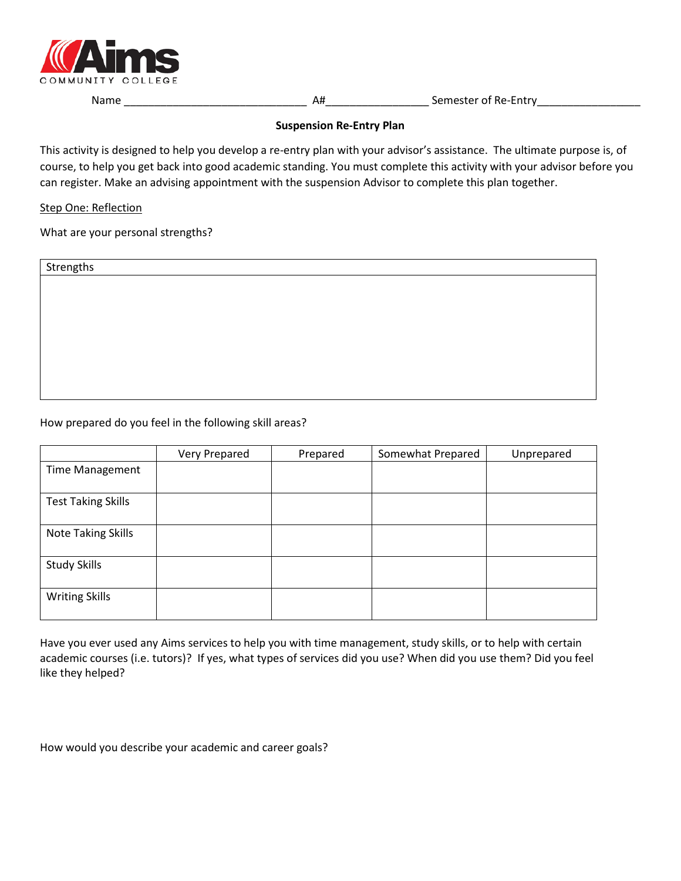Aims COMMUNITY COLLEGE

Name ______________________________ A#_________________ Semester of Re-Entry_________________

**Suspension Re-Entry Plan**

This activity is designed to help you develop a re-entry plan with your advisor's assistance. The ultimate purpose is, of course, to help you get back into good academic standing. You must complete this activity with your advisor before you can register. Make an advising appointment with the suspension Advisor to complete this plan together.

Step One: Reflection

What are your personal strengths?

| Strengths |
|---|
| |

How prepared do you feel in the following skill areas?

| | Very Prepared | Prepared | Somewhat Prepared | Unprepared |
|---|---|---|---|---|
| Time Management | | | | |
| Test Taking Skills | | | | |
| Note Taking Skills | | | | |
| Study Skills | | | | |
| Writing Skills | | | | |

Have you ever used any Aims services to help you with time management, study skills, or to help with certain academic courses (i.e. tutors)? If yes, what types of services did you use? When did you use them? Did you feel like they helped?

How would you describe your academic and career goals?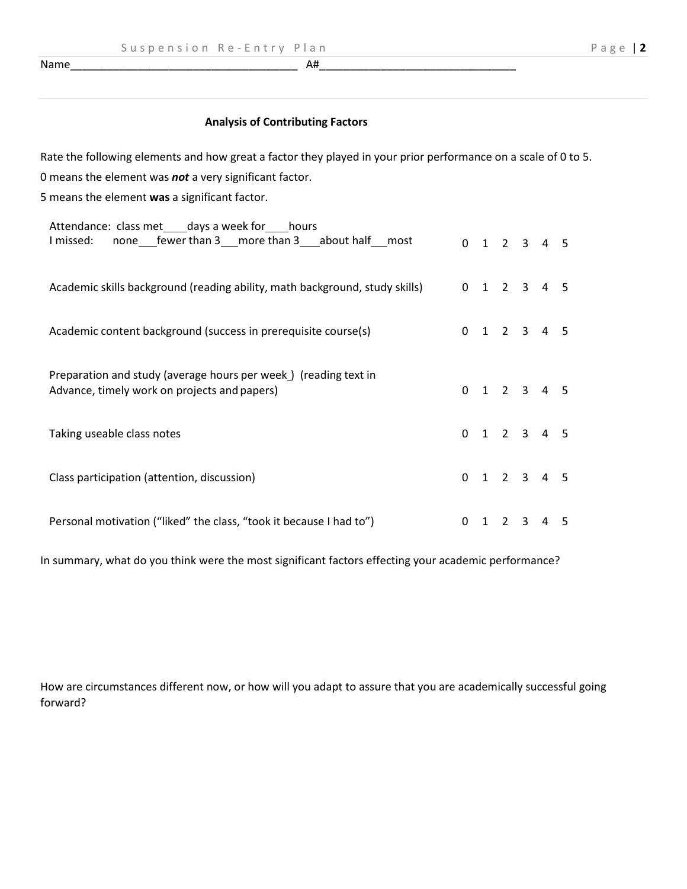Name_____________________________________ A#________________________________

**Analysis of Contributing Factors**

Rate the following elements and how great a factor they played in your prior performance on a scale of 0 to 5.

0 means the element was ***not*** a very significant factor.

5 means the element **was** a significant factor.

| | |
|---|---|
| Attendance: class met____days a week for____hours<br>I missed: none___fewer than 3___more than 3___about half___most | 0 1 2 3 4 5 |
| Academic skills background (reading ability, math background, study skills) | 0 1 2 3 4 5 |
| Academic content background (success in prerequisite course(s) | 0 1 2 3 4 5 |
| Preparation and study (average hours per week_) (reading text in Advance, timely work on projects and papers) | 0 1 2 3 4 5 |
| Taking useable class notes | 0 1 2 3 4 5 |
| Class participation (attention, discussion) | 0 1 2 3 4 5 |
| Personal motivation ("liked" the class, "took it because I had to") | 0 1 2 3 4 5 |

In summary, what do you think were the most significant factors effecting your academic performance?

How are circumstances different now, or how will you adapt to assure that you are academically successful going forward?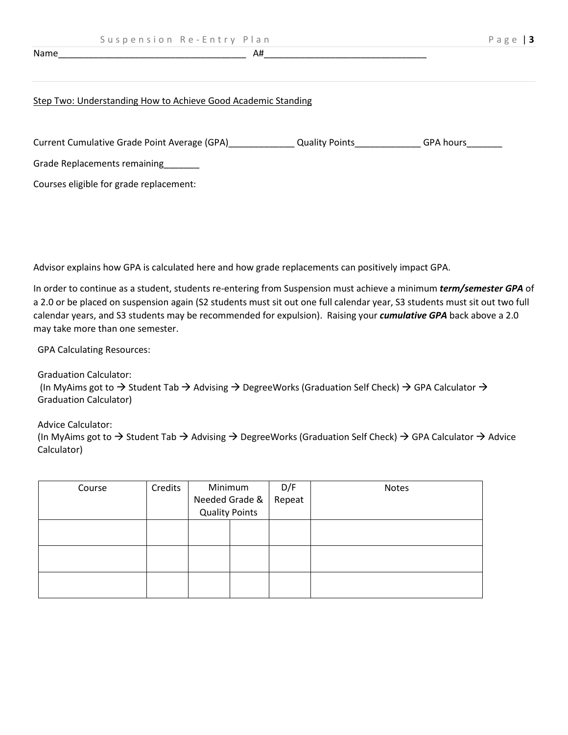Name_____________________________________ A#________________________________

Step Two: Understanding How to Achieve Good Academic Standing

Current Cumulative Grade Point Average (GPA)_____________ Quality Points_____________ GPA hours_______

Grade Replacements remaining_______

Courses eligible for grade replacement:

Advisor explains how GPA is calculated here and how grade replacements can positively impact GPA.

In order to continue as a student, students re-entering from Suspension must achieve a minimum ***term/semester GPA*** of a 2.0 or be placed on suspension again (S2 students must sit out one full calendar year, S3 students must sit out two full calendar years, and S3 students may be recommended for expulsion). Raising your ***cumulative GPA*** back above a 2.0 may take more than one semester.

GPA Calculating Resources:

Graduation Calculator:
(In MyAims got to → Student Tab → Advising → DegreeWorks (Graduation Self Check) → GPA Calculator → Graduation Calculator)

Advice Calculator:
(In MyAims got to → Student Tab → Advising → DegreeWorks (Graduation Self Check) → GPA Calculator → Advice Calculator)

| Course | Credits | Minimum Needed Grade & Quality Points | | D/F Repeat | Notes |
|---|---|---|---|---|---|
| | | | | | |
| | | | | | |
| | | | | | |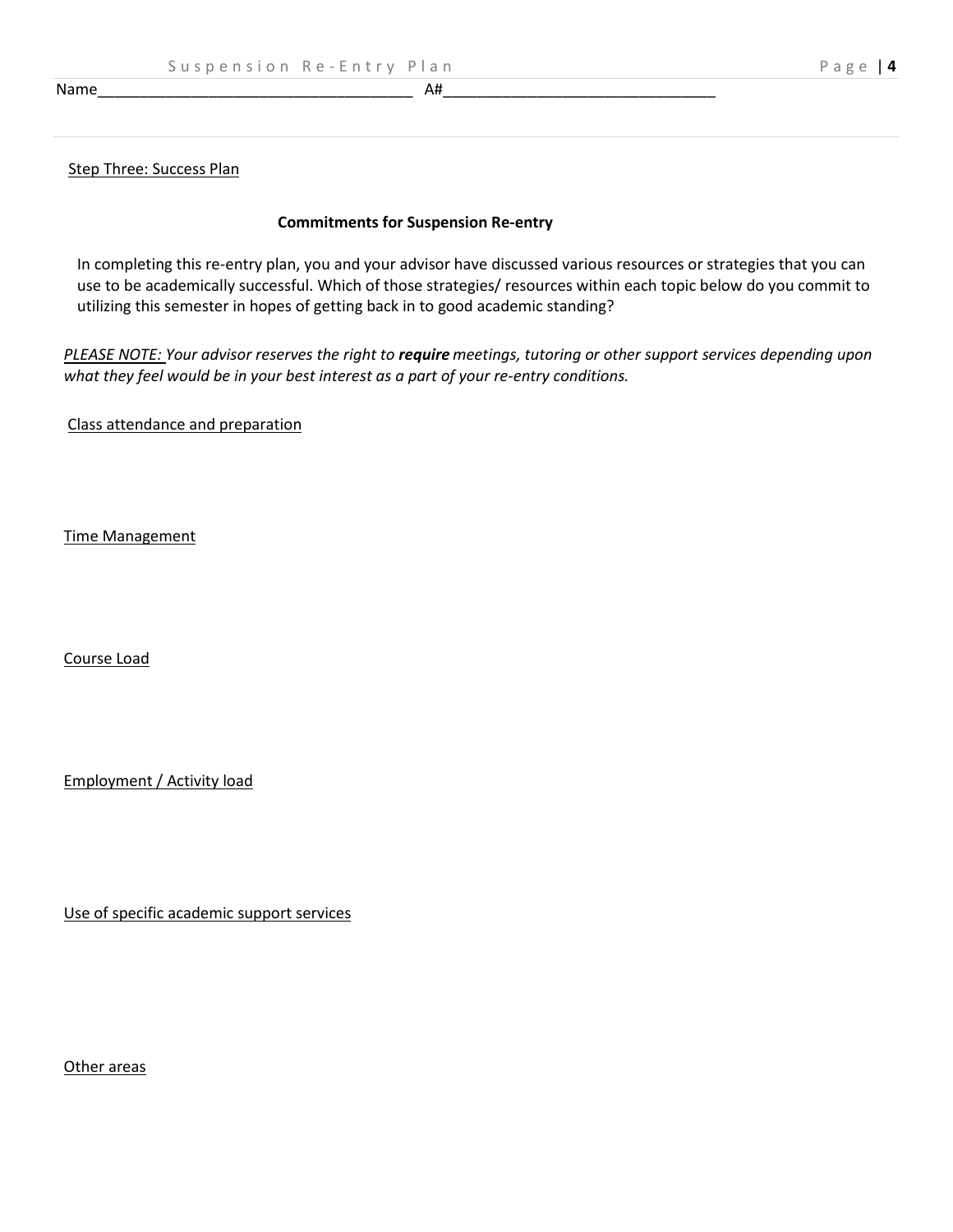Name____________________________________ A#________________________________

Step Three: Success Plan

**Commitments for Suspension Re-entry**

In completing this re-entry plan, you and your advisor have discussed various resources or strategies that you can use to be academically successful. Which of those strategies/ resources within each topic below do you commit to utilizing this semester in hopes of getting back in to good academic standing?

*PLEASE NOTE: Your advisor reserves the right to* ***require*** *meetings, tutoring or other support services depending upon what they feel would be in your best interest as a part of your re-entry conditions.*

Class attendance and preparation

Time Management

Course Load

Employment / Activity load

Use of specific academic support services

Other areas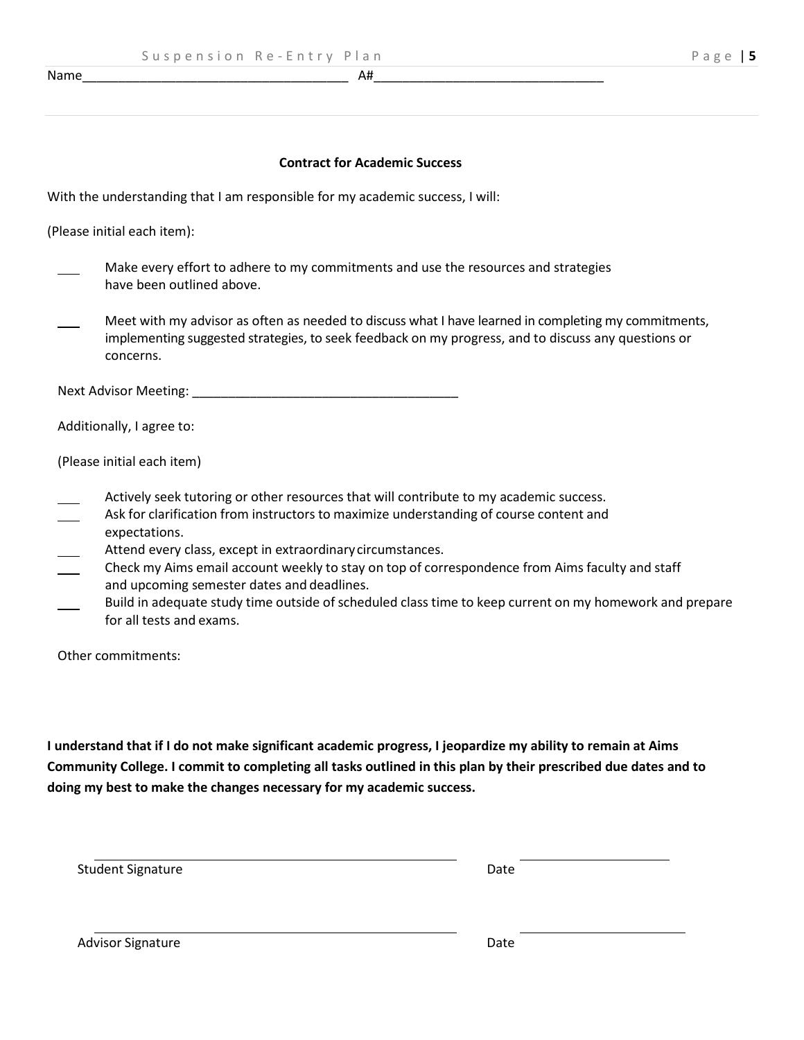Name_____________________________________ A#________________________________

**Contract for Academic Success**

With the understanding that I am responsible for my academic success, I will:

(Please initial each item):

___ Make every effort to adhere to my commitments and use the resources and strategies have been outlined above.

___ Meet with my advisor as often as needed to discuss what I have learned in completing my commitments, implementing suggested strategies, to seek feedback on my progress, and to discuss any questions or concerns.

Next Advisor Meeting: _____________________________________

Additionally, I agree to:

(Please initial each item)

___ Actively seek tutoring or other resources that will contribute to my academic success.
___ Ask for clarification from instructors to maximize understanding of course content and expectations.
___ Attend every class, except in extraordinary circumstances.
___ Check my Aims email account weekly to stay on top of correspondence from Aims faculty and staff and upcoming semester dates and deadlines.
___ Build in adequate study time outside of scheduled class time to keep current on my homework and prepare for all tests and exams.

Other commitments:

**I understand that if I do not make significant academic progress, I jeopardize my ability to remain at Aims Community College. I commit to completing all tasks outlined in this plan by their prescribed due dates and to doing my best to make the changes necessary for my academic success.**

______________________________________________ ____________________

Student Signature Date

______________________________________________ ____________________

Advisor Signature Date